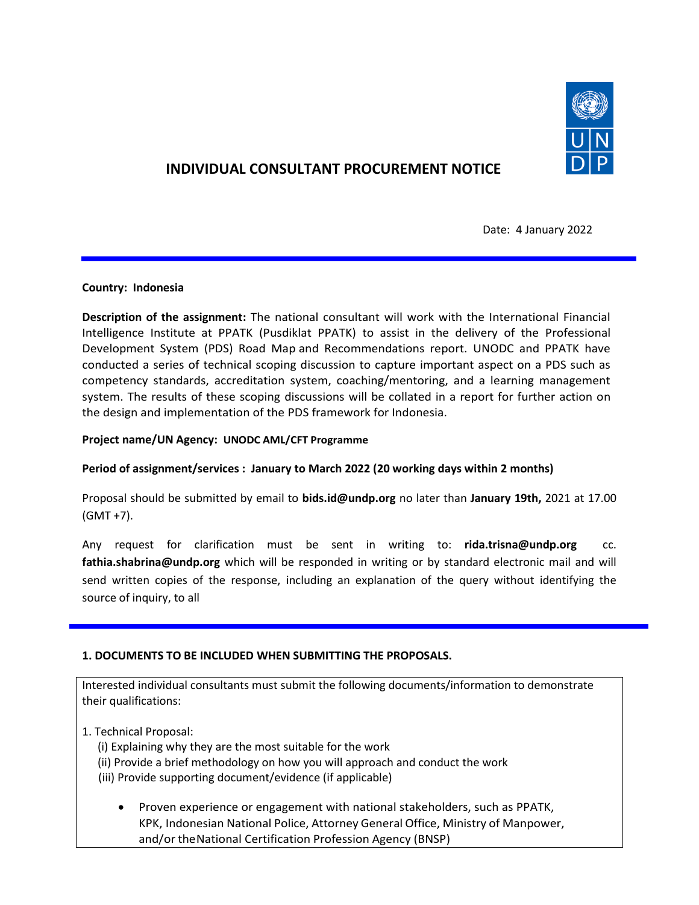# INDIVIDUAL CONSULTANT PROCUREMENT NOTICE

Date: 4 January 2022

**Country: Indonesia**

**Description of the assignment:** The national consultant will work with the International Financial Intelligence Institute at PPATK (Pusdiklat PPATK) to assist in the delivery of the Professional Development System (PDS) Road Map and Recommendations report. UNODC and PPATK have conducted a series of technical scoping discussion to capture important aspect on a PDS such as competency standards, accreditation system, coaching/mentoring, and a learning management system. The results of these scoping discussions will be collated in a report for further action on the design and implementation of the PDS framework for Indonesia.

**Project name/UN Agency: UNODC AML/CFT Programme**

**Period of assignment/services : January to March 2022 (20 working days within 2 months)**

Proposal should be submitted by email to **bids.id@undp.org** no later than **January 19th,** 2021 at 17.00 (GMT +7).

Any request for clarification must be sent in writing to: **rida.trisna@undp.org** cc. **fathia.shabrina@undp.org** which will be responded in writing or by standard electronic mail and will send written copies of the response, including an explanation of the query without identifying the source of inquiry, to all

**1. DOCUMENTS TO BE INCLUDED WHEN SUBMITTING THE PROPOSALS.**

Interested individual consultants must submit the following documents/information to demonstrate their qualifications:

1. Technical Proposal:
   - (i) Explaining why they are the most suitable for the work
   - (ii) Provide a brief methodology on how you will approach and conduct the work
   - (iii) Provide supporting document/evidence (if applicable)

     - Proven experience or engagement with national stakeholders, such as PPATK, KPK, Indonesian National Police, Attorney General Office, Ministry of Manpower, and/or the National Certification Profession Agency (BNSP)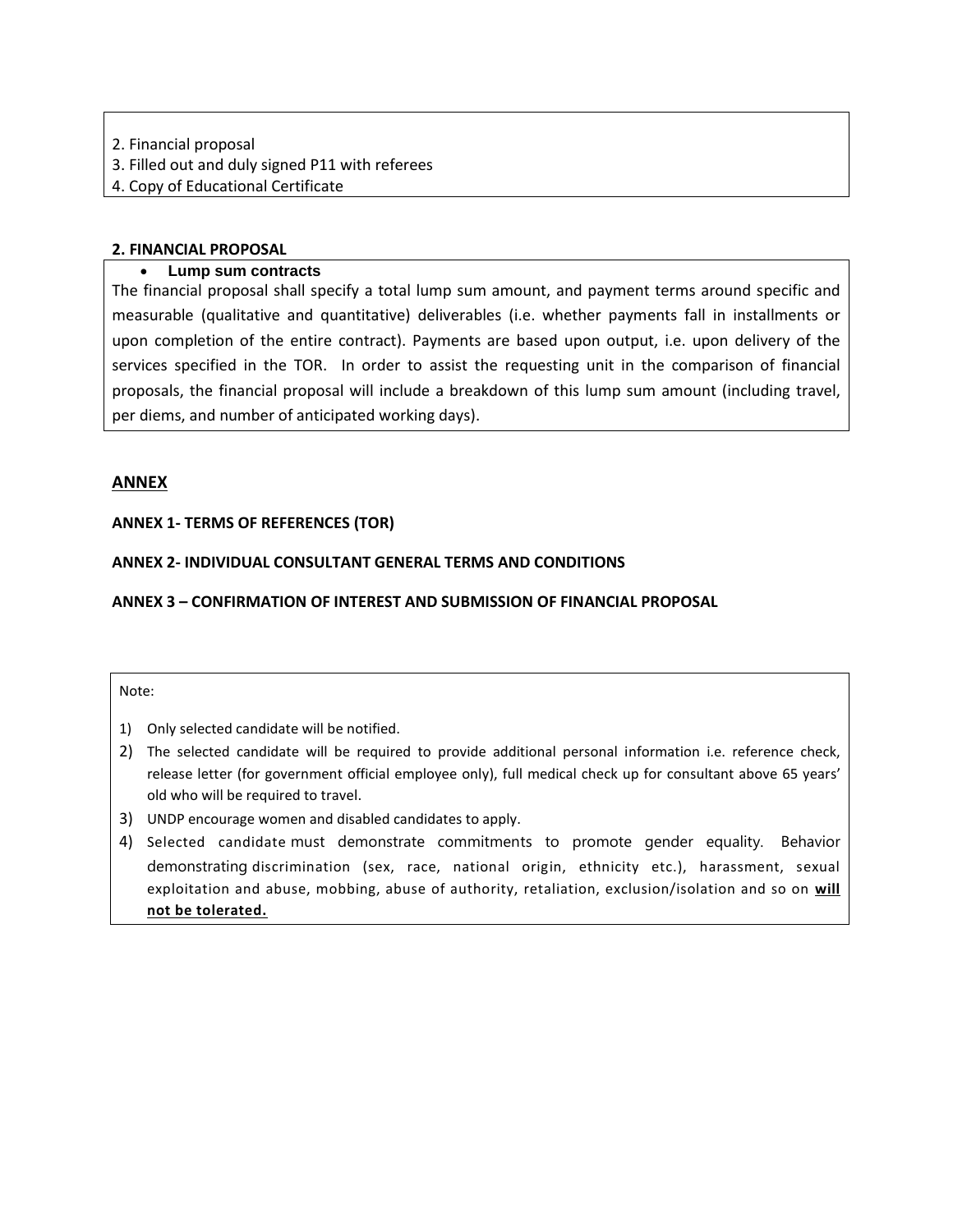2. Financial proposal
3. Filled out and duly signed P11 with referees
4. Copy of Educational Certificate

**2. FINANCIAL PROPOSAL**

- **Lump sum contracts**

The financial proposal shall specify a total lump sum amount, and payment terms around specific and measurable (qualitative and quantitative) deliverables (i.e. whether payments fall in installments or upon completion of the entire contract). Payments are based upon output, i.e. upon delivery of the services specified in the TOR. In order to assist the requesting unit in the comparison of financial proposals, the financial proposal will include a breakdown of this lump sum amount (including travel, per diems, and number of anticipated working days).

## ANNEX

**ANNEX 1- TERMS OF REFERENCES (TOR)**

**ANNEX 2- INDIVIDUAL CONSULTANT GENERAL TERMS AND CONDITIONS**

**ANNEX 3 – CONFIRMATION OF INTEREST AND SUBMISSION OF FINANCIAL PROPOSAL**

Note:

1) Only selected candidate will be notified.
2) The selected candidate will be required to provide additional personal information i.e. reference check, release letter (for government official employee only), full medical check up for consultant above 65 years' old who will be required to travel.
3) UNDP encourage women and disabled candidates to apply.
4) Selected candidate must demonstrate commitments to promote gender equality. Behavior demonstrating discrimination (sex, race, national origin, ethnicity etc.), harassment, sexual exploitation and abuse, mobbing, abuse of authority, retaliation, exclusion/isolation and so on **will not be tolerated.**